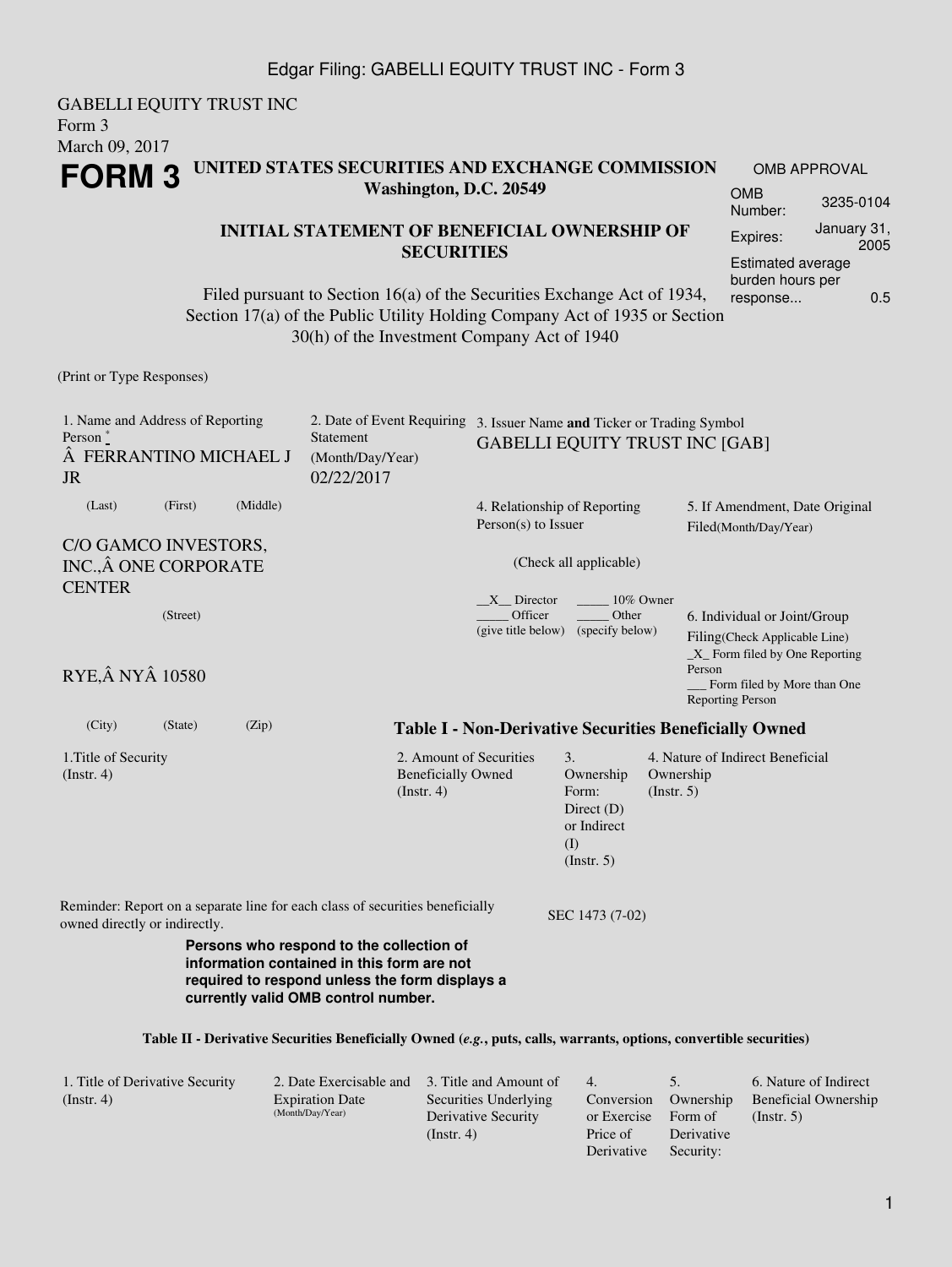GABELLI EQUITY TRUST INC
Form 3
March 09, 2017

# FORM 3

**UNITED STATES SECURITIES AND EXCHANGE COMMISSION**
**Washington, D.C. 20549**

| OMB APPROVAL | |
|---|---|
| OMB Number: | 3235-0104 |
| Expires: | January 31, 2005 |
| Estimated average burden hours per response... | 0.5 |

**INITIAL STATEMENT OF BENEFICIAL OWNERSHIP OF SECURITIES**

Filed pursuant to Section 16(a) of the Securities Exchange Act of 1934, Section 17(a) of the Public Utility Holding Company Act of 1935 or Section 30(h) of the Investment Company Act of 1940

(Print or Type Responses)

1. Name and Address of Reporting Person *
Â FERRANTINO MICHAEL J JR

(Last) (First) (Middle)

C/O GAMCO INVESTORS, INC.,Â ONE CORPORATE CENTER

(Street)

RYE,Â NYÂ 10580

(City) (State) (Zip)

2. Date of Event Requiring Statement (Month/Day/Year)
02/22/2017

3. Issuer Name **and** Ticker or Trading Symbol
GABELLI EQUITY TRUST INC [GAB]

4. Relationship of Reporting Person(s) to Issuer

(Check all applicable)

__X__ Director _____ 10% Owner
_____ Officer (give title below) _____ Other (specify below)

5. If Amendment, Date Original Filed(Month/Day/Year)

6. Individual or Joint/Group Filing(Check Applicable Line)
_X_ Form filed by One Reporting Person
___ Form filed by More than One Reporting Person

**Table I - Non-Derivative Securities Beneficially Owned**

| 1.Title of Security (Instr. 4) | 2. Amount of Securities Beneficially Owned (Instr. 4) | 3. Ownership Form: Direct (D) or Indirect (I) (Instr. 5) | 4. Nature of Indirect Beneficial Ownership (Instr. 5) |
|---|---|---|---|

Reminder: Report on a separate line for each class of securities beneficially owned directly or indirectly.

SEC 1473 (7-02)

**Persons who respond to the collection of information contained in this form are not required to respond unless the form displays a currently valid OMB control number.**

**Table II - Derivative Securities Beneficially Owned (*e.g.*, puts, calls, warrants, options, convertible securities)**

| 1. Title of Derivative Security (Instr. 4) | 2. Date Exercisable and Expiration Date (Month/Day/Year) | 3. Title and Amount of Securities Underlying Derivative Security (Instr. 4) | 4. Conversion or Exercise Price of Derivative | 5. Ownership Form of Derivative Security: | 6. Nature of Indirect Beneficial Ownership (Instr. 5) |
|---|---|---|---|---|---|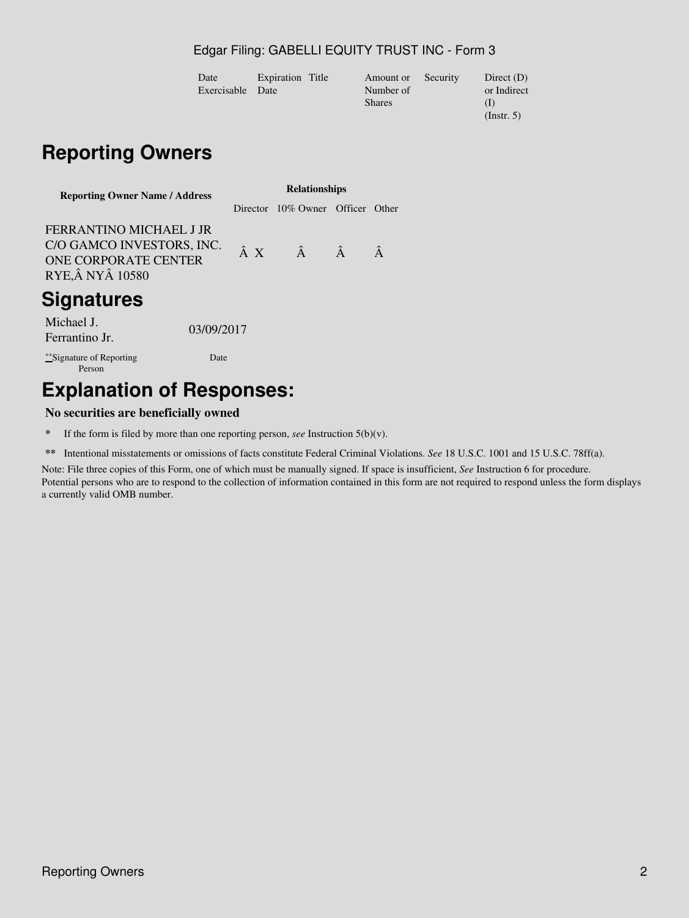| Date Exercisable | Expiration Date | Title | Amount or Number of Shares | Security | Direct (D) or Indirect (I) (Instr. 5) |
|---|---|---|---|---|---|

# Reporting Owners

| Reporting Owner Name / Address | Relationships | | | |
|---|---|---|---|---|
| | Director | 10% Owner | Officer | Other |
| FERRANTINO MICHAEL J JR<br>C/O GAMCO INVESTORS, INC.<br>ONE CORPORATE CENTER<br>RYE, NY 10580 | X | | | |

# Signatures

| Michael J. Ferrantino Jr. | 03/09/2017 |
|---|---|
| **Signature of Reporting Person | Date |

# Explanation of Responses:

**No securities are beneficially owned**

\* If the form is filed by more than one reporting person, *see* Instruction 5(b)(v).

\*\* Intentional misstatements or omissions of facts constitute Federal Criminal Violations. *See* 18 U.S.C. 1001 and 15 U.S.C. 78ff(a).

Note: File three copies of this Form, one of which must be manually signed. If space is insufficient, *See* Instruction 6 for procedure.

Potential persons who are to respond to the collection of information contained in this form are not required to respond unless the form displays a currently valid OMB number.